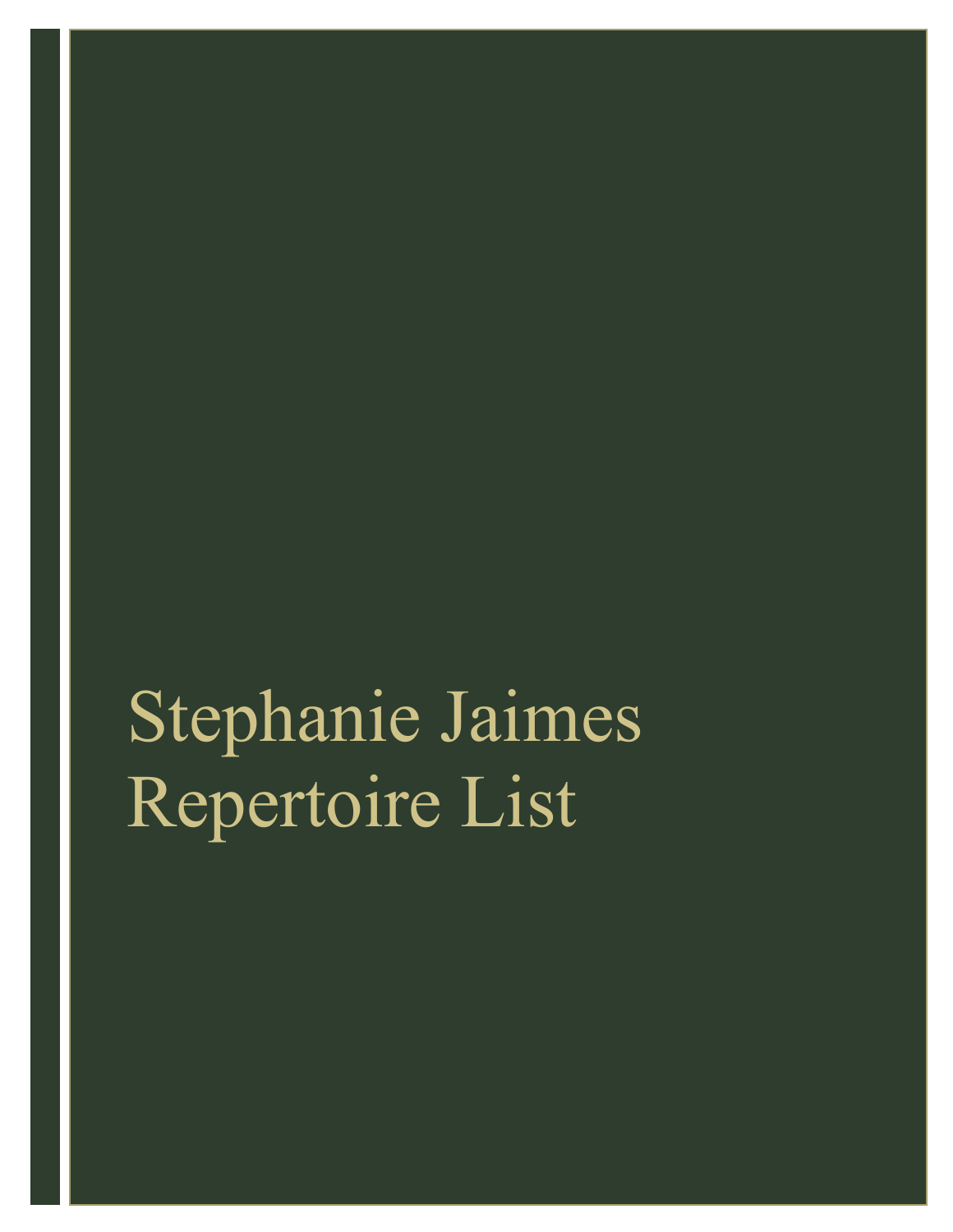# Stephanie Jaimes
# Repertoire List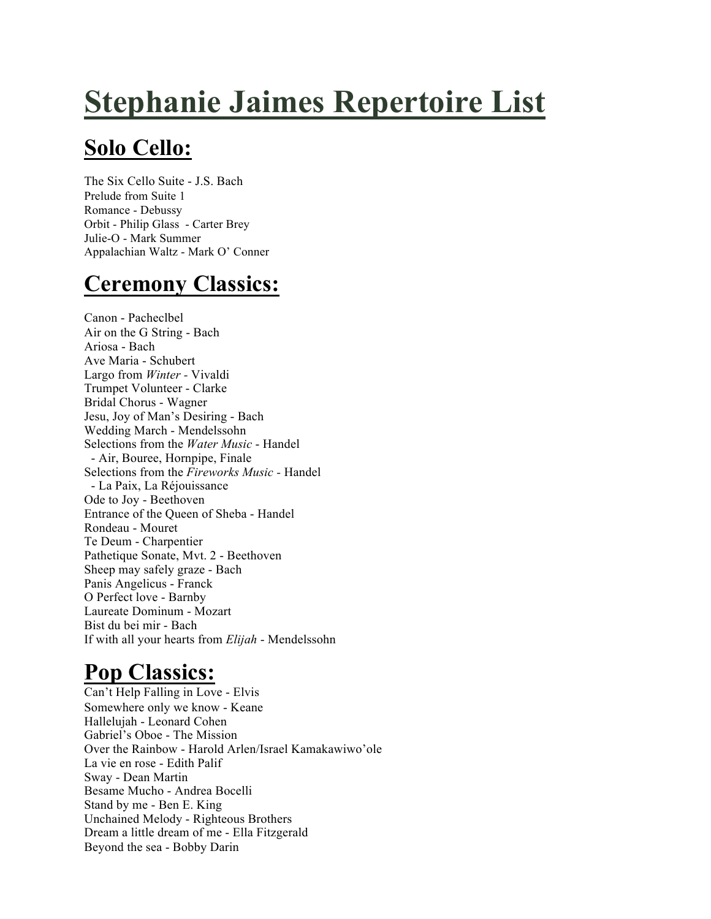# Stephanie Jaimes Repertoire List

## Solo Cello:

The Six Cello Suite - J.S. Bach
Prelude from Suite 1
Romance - Debussy
Orbit - Philip Glass - Carter Brey
Julie-O - Mark Summer
Appalachian Waltz - Mark O' Conner

## Ceremony Classics:

Canon - Pacheclbel
Air on the G String - Bach
Ariosa - Bach
Ave Maria - Schubert
Largo from *Winter* - Vivaldi
Trumpet Volunteer - Clarke
Bridal Chorus - Wagner
Jesu, Joy of Man's Desiring - Bach
Wedding March - Mendelssohn
Selections from the *Water Music* - Handel
  - Air, Bouree, Hornpipe, Finale
Selections from the *Fireworks Music* - Handel
  - La Paix, La Réjouissance
Ode to Joy - Beethoven
Entrance of the Queen of Sheba - Handel
Rondeau - Mouret
Te Deum - Charpentier
Pathetique Sonate, Mvt. 2 - Beethoven
Sheep may safely graze - Bach
Panis Angelicus - Franck
O Perfect love - Barnby
Laureate Dominum - Mozart
Bist du bei mir - Bach
If with all your hearts from *Elijah* - Mendelssohn

## Pop Classics:

Can't Help Falling in Love - Elvis
Somewhere only we know - Keane
Hallelujah - Leonard Cohen
Gabriel's Oboe - The Mission
Over the Rainbow - Harold Arlen/Israel Kamakawiwo'ole
La vie en rose - Edith Palif
Sway - Dean Martin
Besame Mucho - Andrea Bocelli
Stand by me - Ben E. King
Unchained Melody - Righteous Brothers
Dream a little dream of me - Ella Fitzgerald
Beyond the sea - Bobby Darin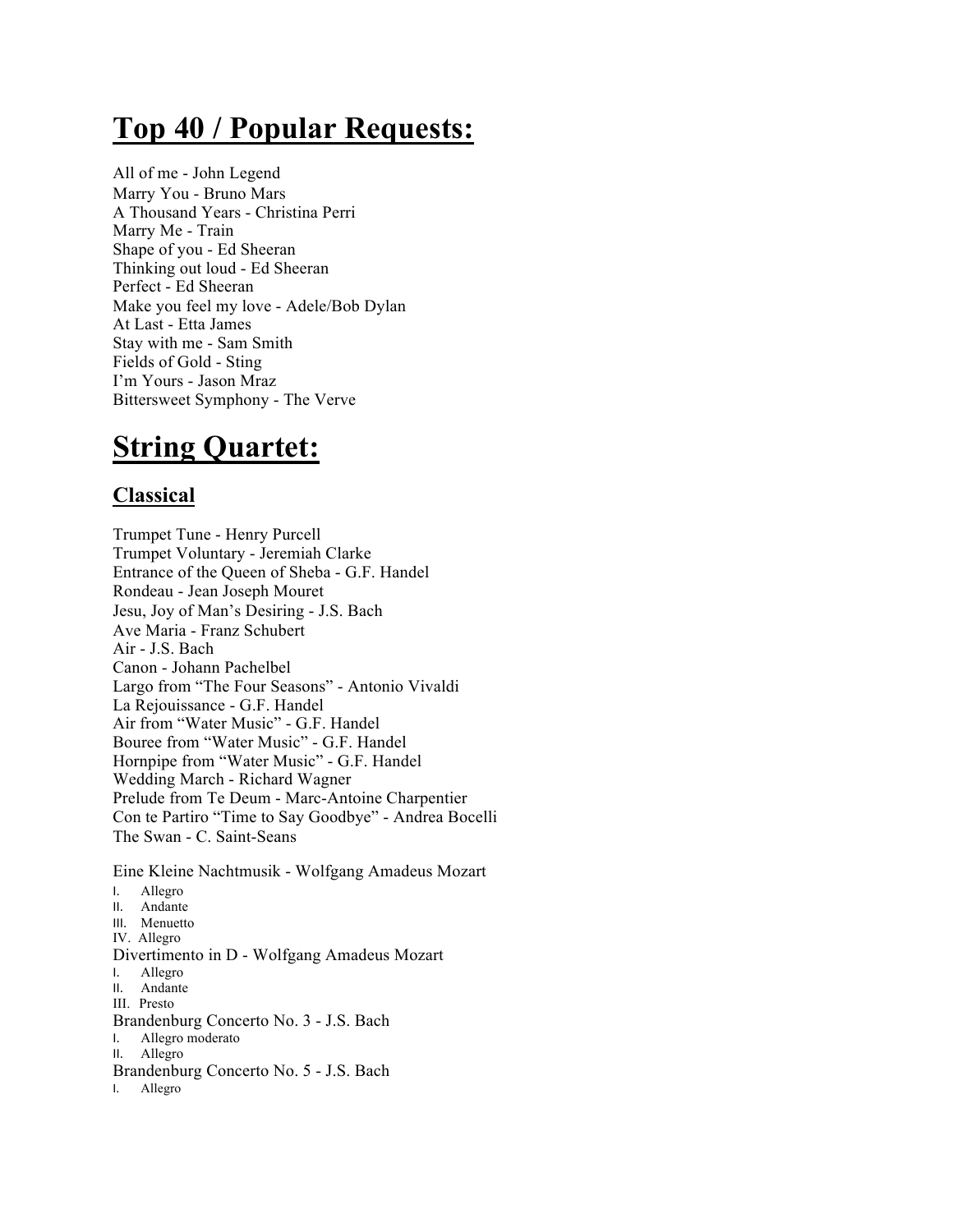# Top 40 / Popular Requests:

All of me - John Legend
Marry You - Bruno Mars
A Thousand Years - Christina Perri
Marry Me - Train
Shape of you - Ed Sheeran
Thinking out loud - Ed Sheeran
Perfect - Ed Sheeran
Make you feel my love - Adele/Bob Dylan
At Last - Etta James
Stay with me - Sam Smith
Fields of Gold - Sting
I'm Yours - Jason Mraz
Bittersweet Symphony - The Verve

# String Quartet:

## Classical

Trumpet Tune - Henry Purcell
Trumpet Voluntary - Jeremiah Clarke
Entrance of the Queen of Sheba - G.F. Handel
Rondeau - Jean Joseph Mouret
Jesu, Joy of Man's Desiring - J.S. Bach
Ave Maria - Franz Schubert
Air - J.S. Bach
Canon - Johann Pachelbel
Largo from "The Four Seasons" - Antonio Vivaldi
La Rejouissance - G.F. Handel
Air from "Water Music" - G.F. Handel
Bouree from "Water Music" - G.F. Handel
Hornpipe from "Water Music" - G.F. Handel
Wedding March - Richard Wagner
Prelude from Te Deum - Marc-Antoine Charpentier
Con te Partiro "Time to Say Goodbye" - Andrea Bocelli
The Swan - C. Saint-Seans

Eine Kleine Nachtmusik - Wolfgang Amadeus Mozart

I. Allegro
II. Andante
III. Menuetto
IV. Allegro

Divertimento in D - Wolfgang Amadeus Mozart

I. Allegro
II. Andante
III. Presto

Brandenburg Concerto No. 3 - J.S. Bach

I. Allegro moderato
II. Allegro

Brandenburg Concerto No. 5 - J.S. Bach

I. Allegro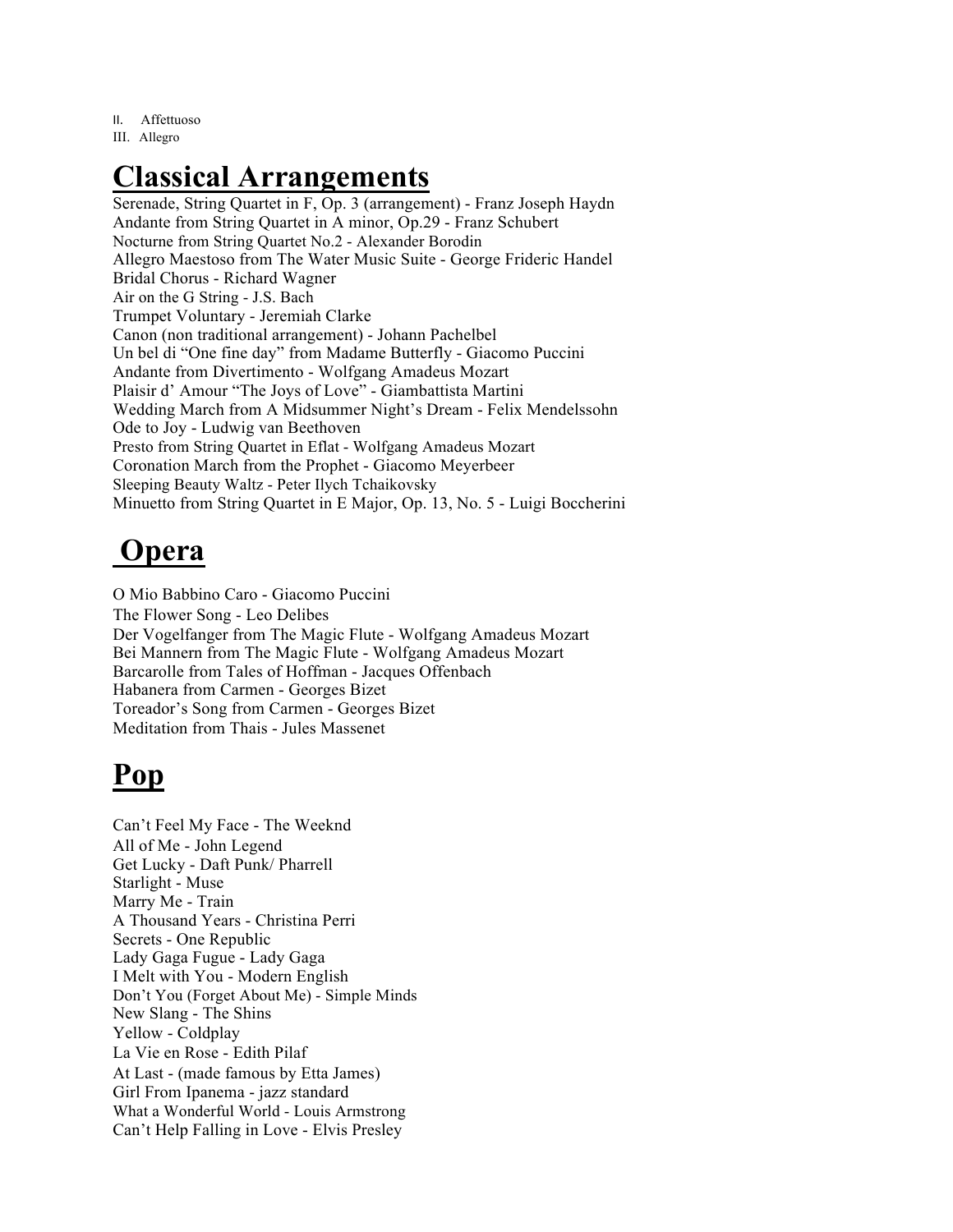II. Affettuoso
III. Allegro

# Classical Arrangements

Serenade, String Quartet in F, Op. 3 (arrangement) - Franz Joseph Haydn
Andante from String Quartet in A minor, Op.29 - Franz Schubert
Nocturne from String Quartet No.2 - Alexander Borodin
Allegro Maestoso from The Water Music Suite - George Frideric Handel
Bridal Chorus - Richard Wagner
Air on the G String - J.S. Bach
Trumpet Voluntary - Jeremiah Clarke
Canon (non traditional arrangement) - Johann Pachelbel
Un bel di "One fine day" from Madame Butterfly - Giacomo Puccini
Andante from Divertimento - Wolfgang Amadeus Mozart
Plaisir d' Amour "The Joys of Love" - Giambattista Martini
Wedding March from A Midsummer Night's Dream - Felix Mendelssohn
Ode to Joy - Ludwig van Beethoven
Presto from String Quartet in Eflat - Wolfgang Amadeus Mozart
Coronation March from the Prophet - Giacomo Meyerbeer
Sleeping Beauty Waltz - Peter Ilych Tchaikovsky
Minuetto from String Quartet in E Major, Op. 13, No. 5 - Luigi Boccherini

# Opera

O Mio Babbino Caro - Giacomo Puccini
The Flower Song - Leo Delibes
Der Vogelfanger from The Magic Flute - Wolfgang Amadeus Mozart
Bei Mannern from The Magic Flute - Wolfgang Amadeus Mozart
Barcarolle from Tales of Hoffman - Jacques Offenbach
Habanera from Carmen - Georges Bizet
Toreador's Song from Carmen - Georges Bizet
Meditation from Thais - Jules Massenet

# Pop

Can't Feel My Face - The Weeknd
All of Me - John Legend
Get Lucky - Daft Punk/ Pharrell
Starlight - Muse
Marry Me - Train
A Thousand Years - Christina Perri
Secrets - One Republic
Lady Gaga Fugue - Lady Gaga
I Melt with You - Modern English
Don't You (Forget About Me) - Simple Minds
New Slang - The Shins
Yellow - Coldplay
La Vie en Rose - Edith Pilaf
At Last - (made famous by Etta James)
Girl From Ipanema - jazz standard
What a Wonderful World - Louis Armstrong
Can't Help Falling in Love - Elvis Presley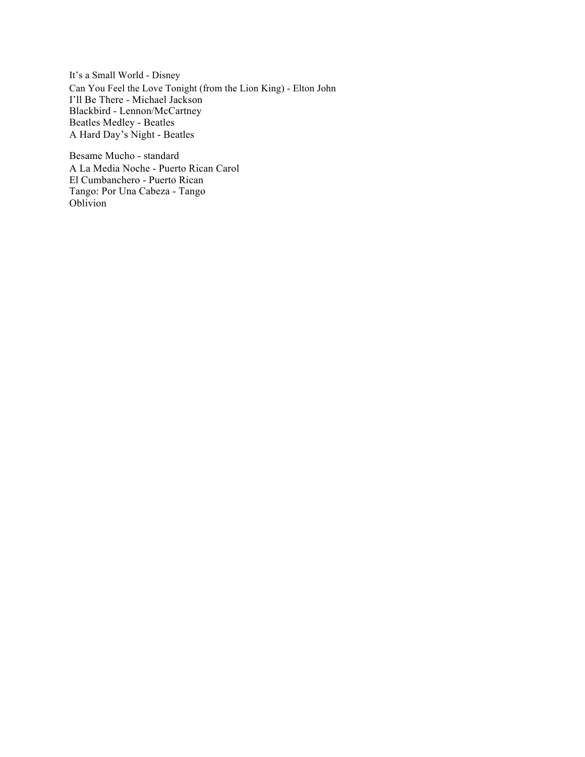It's a Small World - Disney
Can You Feel the Love Tonight (from the Lion King) - Elton John
I'll Be There - Michael Jackson
Blackbird - Lennon/McCartney
Beatles Medley - Beatles
A Hard Day's Night - Beatles

Besame Mucho - standard
A La Media Noche - Puerto Rican Carol
El Cumbanchero - Puerto Rican
Tango: Por Una Cabeza - Tango
Oblivion